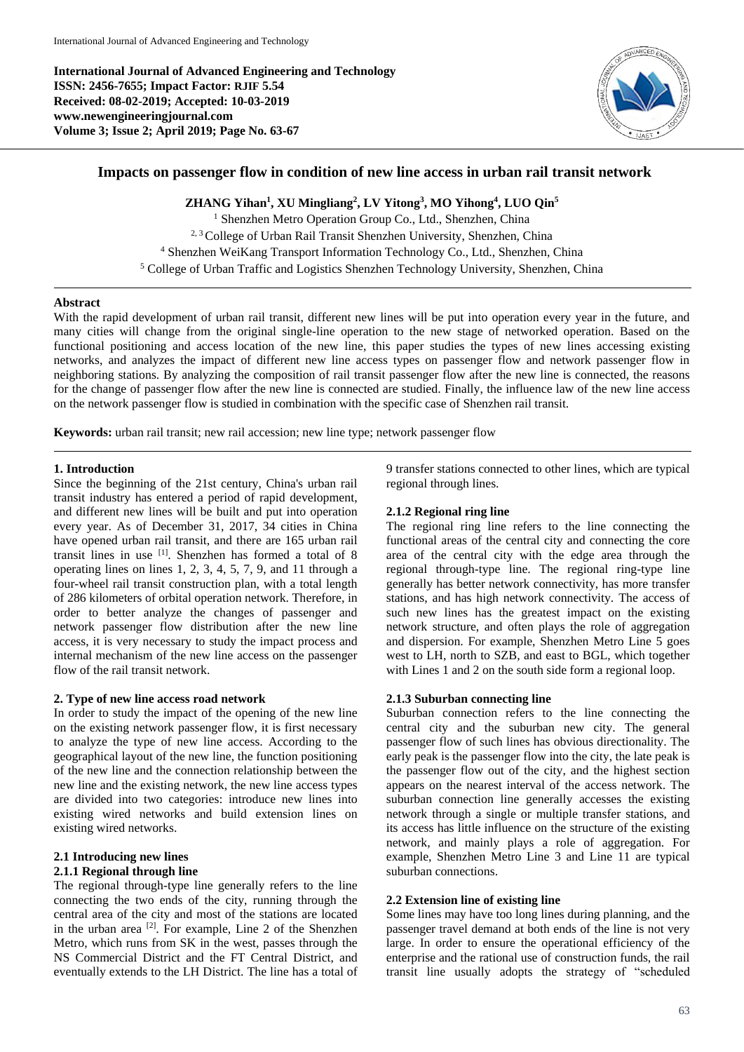**International Journal of Advanced Engineering and Technology**
**ISSN: 2456-7655; Impact Factor: RJIF 5.54**
**Received: 08-02-2019; Accepted: 10-03-2019**
**www.newengineeringjournal.com**
**Volume 3; Issue 2; April 2019; Page No. 63-67**

# Impacts on passenger flow in condition of new line access in urban rail transit network

**ZHANG Yihan[1], XU Mingliang[2], LV Yitong[3], MO Yihong[4], LUO Qin[5]**

[1] Shenzhen Metro Operation Group Co., Ltd., Shenzhen, China
[2, 3] College of Urban Rail Transit Shenzhen University, Shenzhen, China
[4] Shenzhen WeiKang Transport Information Technology Co., Ltd., Shenzhen, China
[5] College of Urban Traffic and Logistics Shenzhen Technology University, Shenzhen, China

**Abstract**

With the rapid development of urban rail transit, different new lines will be put into operation every year in the future, and many cities will change from the original single-line operation to the new stage of networked operation. Based on the functional positioning and access location of the new line, this paper studies the types of new lines accessing existing networks, and analyzes the impact of different new line access types on passenger flow and network passenger flow in neighboring stations. By analyzing the composition of rail transit passenger flow after the new line is connected, the reasons for the change of passenger flow after the new line is connected are studied. Finally, the influence law of the new line access on the network passenger flow is studied in combination with the specific case of Shenzhen rail transit.

**Keywords:** urban rail transit; new rail accession; new line type; network passenger flow

## 1. Introduction

Since the beginning of the 21st century, China's urban rail transit industry has entered a period of rapid development, and different new lines will be built and put into operation every year. As of December 31, 2017, 34 cities in China have opened urban rail transit, and there are 165 urban rail transit lines in use [1]. Shenzhen has formed a total of 8 operating lines on lines 1, 2, 3, 4, 5, 7, 9, and 11 through a four-wheel rail transit construction plan, with a total length of 286 kilometers of orbital operation network. Therefore, in order to better analyze the changes of passenger and network passenger flow distribution after the new line access, it is very necessary to study the impact process and internal mechanism of the new line access on the passenger flow of the rail transit network.

## 2. Type of new line access road network

In order to study the impact of the opening of the new line on the existing network passenger flow, it is first necessary to analyze the type of new line access. According to the geographical layout of the new line, the function positioning of the new line and the connection relationship between the new line and the existing network, the new line access types are divided into two categories: introduce new lines into existing wired networks and build extension lines on existing wired networks.

### 2.1 Introducing new lines

#### 2.1.1 Regional through line

The regional through-type line generally refers to the line connecting the two ends of the city, running through the central area of the city and most of the stations are located in the urban area [2]. For example, Line 2 of the Shenzhen Metro, which runs from SK in the west, passes through the NS Commercial District and the FT Central District, and eventually extends to the LH District. The line has a total of 9 transfer stations connected to other lines, which are typical regional through lines.

#### 2.1.2 Regional ring line

The regional ring line refers to the line connecting the functional areas of the central city and connecting the core area of the central city with the edge area through the regional through-type line. The regional ring-type line generally has better network connectivity, has more transfer stations, and has high network connectivity. The access of such new lines has the greatest impact on the existing network structure, and often plays the role of aggregation and dispersion. For example, Shenzhen Metro Line 5 goes west to LH, north to SZB, and east to BGL, which together with Lines 1 and 2 on the south side form a regional loop.

#### 2.1.3 Suburban connecting line

Suburban connection refers to the line connecting the central city and the suburban new city. The general passenger flow of such lines has obvious directionality. The early peak is the passenger flow into the city, the late peak is the passenger flow out of the city, and the highest section appears on the nearest interval of the access network. The suburban connection line generally accesses the existing network through a single or multiple transfer stations, and its access has little influence on the structure of the existing network, and mainly plays a role of aggregation. For example, Shenzhen Metro Line 3 and Line 11 are typical suburban connections.

### 2.2 Extension line of existing line

Some lines may have too long lines during planning, and the passenger travel demand at both ends of the line is not very large. In order to ensure the operational efficiency of the enterprise and the rational use of construction funds, the rail transit line usually adopts the strategy of "scheduled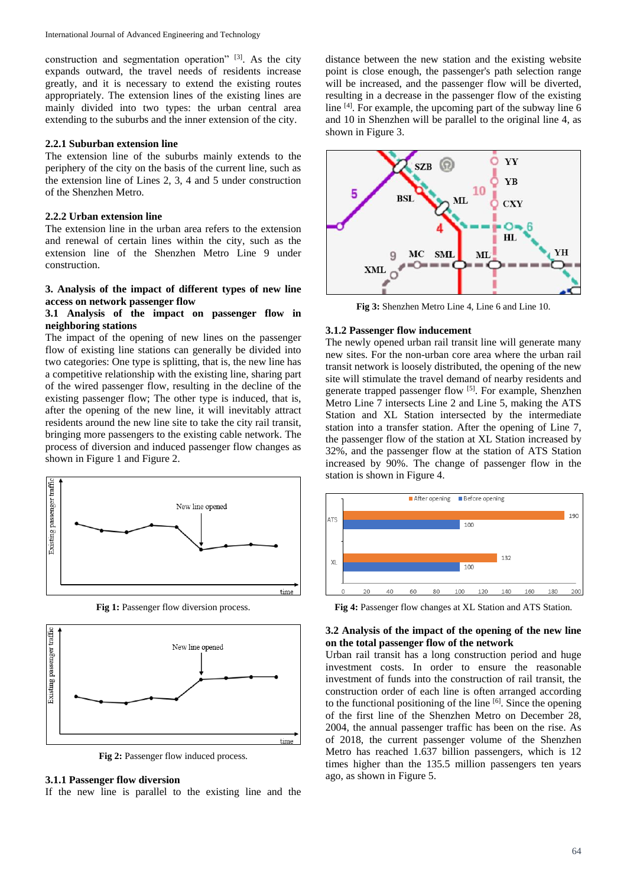construction and segmentation operation" [3]. As the city expands outward, the travel needs of residents increase greatly, and it is necessary to extend the existing routes appropriately. The extension lines of the existing lines are mainly divided into two types: the urban central area extending to the suburbs and the inner extension of the city.

### 2.2.1 Suburban extension line

The extension line of the suburbs mainly extends to the periphery of the city on the basis of the current line, such as the extension line of Lines 2, 3, 4 and 5 under construction of the Shenzhen Metro.

### 2.2.2 Urban extension line

The extension line in the urban area refers to the extension and renewal of certain lines within the city, such as the extension line of the Shenzhen Metro Line 9 under construction.

## 3. Analysis of the impact of different types of new line access on network passenger flow

### 3.1 Analysis of the impact on passenger flow in neighboring stations

The impact of the opening of new lines on the passenger flow of existing line stations can generally be divided into two categories: One type is splitting, that is, the new line has a competitive relationship with the existing line, sharing part of the wired passenger flow, resulting in the decline of the existing passenger flow; The other type is induced, that is, after the opening of the new line, it will inevitably attract residents around the new line site to take the city rail transit, bringing more passengers to the existing cable network. The process of diversion and induced passenger flow changes as shown in Figure 1 and Figure 2.

Existing passenger traffic
New line opened
time

**Fig 1:** Passenger flow diversion process.

Existing passenger traffic
New line opened
time

**Fig 2:** Passenger flow induced process.

### 3.1.1 Passenger flow diversion

If the new line is parallel to the existing line and the distance between the new station and the existing website point is close enough, the passenger's path selection range will be increased, and the passenger flow will be diverted, resulting in a decrease in the passenger flow of the existing line [4]. For example, the upcoming part of the subway line 6 and 10 in Shenzhen will be parallel to the original line 4, as shown in Figure 3.

SZB
YY
YB
5
BSL
ML
10
CXY
4
6
HL
9
MC
SML
ML
YH
XML

**Fig 3:** Shenzhen Metro Line 4, Line 6 and Line 10.

### 3.1.2 Passenger flow inducement

The newly opened urban rail transit line will generate many new sites. For the non-urban core area where the urban rail transit network is loosely distributed, the opening of the new site will stimulate the travel demand of nearby residents and generate trapped passenger flow [5]. For example, Shenzhen Metro Line 7 intersects Line 2 and Line 5, making the ATS Station and XL Station intersected by the intermediate station into a transfer station. After the opening of Line 7, the passenger flow of the station at XL Station increased by 32%, and the passenger flow at the station of ATS Station increased by 90%. The change of passenger flow in the station is shown in Figure 4.

After opening
Before opening
ATS
190
100
XL
132
100
0 20 40 60 80 100 120 140 160 180 200

**Fig 4:** Passenger flow changes at XL Station and ATS Station.

### 3.2 Analysis of the impact of the opening of the new line on the total passenger flow of the network

Urban rail transit has a long construction period and huge investment costs. In order to ensure the reasonable investment of funds into the construction of rail transit, the construction order of each line is often arranged according to the functional positioning of the line [6]. Since the opening of the first line of the Shenzhen Metro on December 28, 2004, the annual passenger traffic has been on the rise. As of 2018, the current passenger volume of the Shenzhen Metro has reached 1.637 billion passengers, which is 12 times higher than the 135.5 million passengers ten years ago, as shown in Figure 5.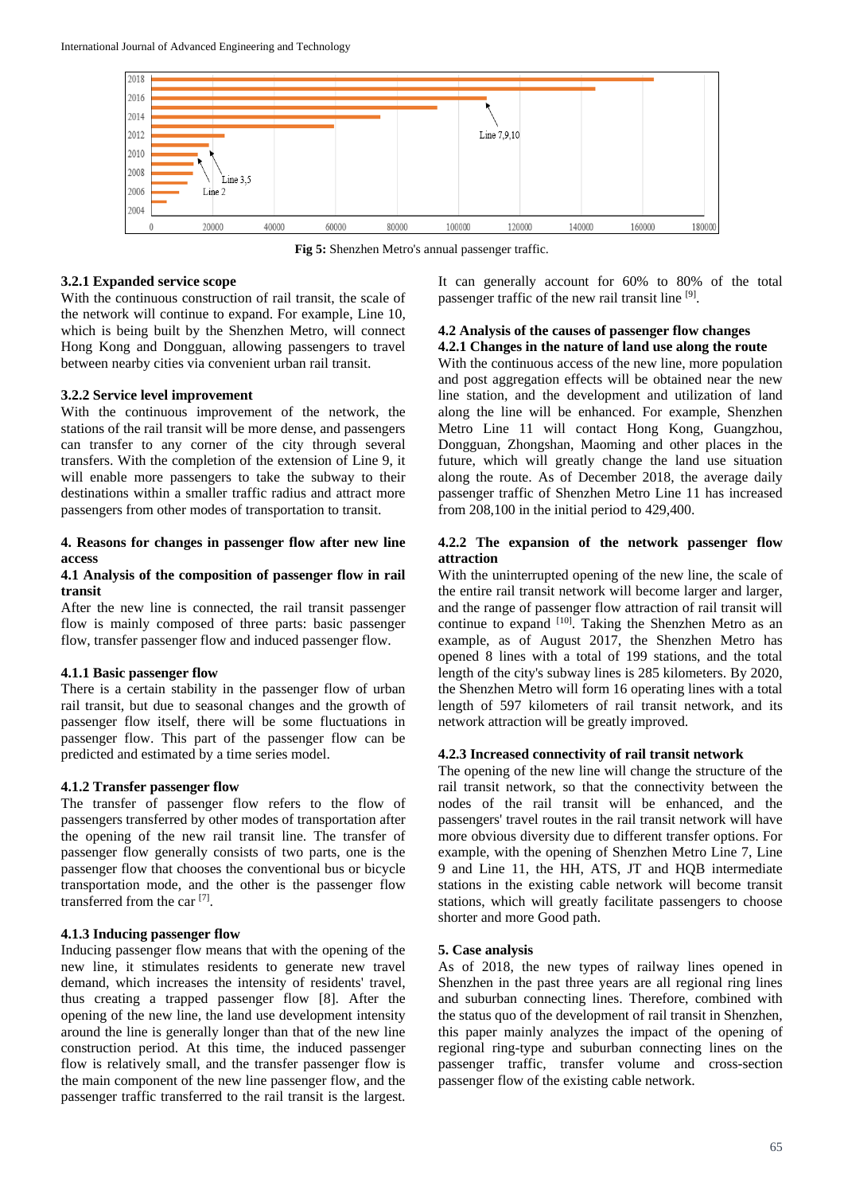2018
2016
2014
2012
2010
2008
2006
2004

0 20000 40000 60000 80000 100000 120000 140000 160000 180000

Line 7,9,10
Line 3,5
Line 2

**Fig 5:** Shenzhen Metro's annual passenger traffic.

### 3.2.1 Expanded service scope

With the continuous construction of rail transit, the scale of the network will continue to expand. For example, Line 10, which is being built by the Shenzhen Metro, will connect Hong Kong and Dongguan, allowing passengers to travel between nearby cities via convenient urban rail transit.

### 3.2.2 Service level improvement

With the continuous improvement of the network, the stations of the rail transit will be more dense, and passengers can transfer to any corner of the city through several transfers. With the completion of the extension of Line 9, it will enable more passengers to take the subway to their destinations within a smaller traffic radius and attract more passengers from other modes of transportation to transit.

## 4. Reasons for changes in passenger flow after new line access

### 4.1 Analysis of the composition of passenger flow in rail transit

After the new line is connected, the rail transit passenger flow is mainly composed of three parts: basic passenger flow, transfer passenger flow and induced passenger flow.

### 4.1.1 Basic passenger flow

There is a certain stability in the passenger flow of urban rail transit, but due to seasonal changes and the growth of passenger flow itself, there will be some fluctuations in passenger flow. This part of the passenger flow can be predicted and estimated by a time series model.

### 4.1.2 Transfer passenger flow

The transfer of passenger flow refers to the flow of passengers transferred by other modes of transportation after the opening of the new rail transit line. The transfer of passenger flow generally consists of two parts, one is the passenger flow that chooses the conventional bus or bicycle transportation mode, and the other is the passenger flow transferred from the car [7].

### 4.1.3 Inducing passenger flow

Inducing passenger flow means that with the opening of the new line, it stimulates residents to generate new travel demand, which increases the intensity of residents' travel, thus creating a trapped passenger flow [8]. After the opening of the new line, the land use development intensity around the line is generally longer than that of the new line construction period. At this time, the induced passenger flow is relatively small, and the transfer passenger flow is the main component of the new line passenger flow, and the passenger traffic transferred to the rail transit is the largest. It can generally account for 60% to 80% of the total passenger traffic of the new rail transit line [9].

### 4.2 Analysis of the causes of passenger flow changes

### 4.2.1 Changes in the nature of land use along the route

With the continuous access of the new line, more population and post aggregation effects will be obtained near the new line station, and the development and utilization of land along the line will be enhanced. For example, Shenzhen Metro Line 11 will contact Hong Kong, Guangzhou, Dongguan, Zhongshan, Maoming and other places in the future, which will greatly change the land use situation along the route. As of December 2018, the average daily passenger traffic of Shenzhen Metro Line 11 has increased from 208,100 in the initial period to 429,400.

### 4.2.2 The expansion of the network passenger flow attraction

With the uninterrupted opening of the new line, the scale of the entire rail transit network will become larger and larger, and the range of passenger flow attraction of rail transit will continue to expand [10]. Taking the Shenzhen Metro as an example, as of August 2017, the Shenzhen Metro has opened 8 lines with a total of 199 stations, and the total length of the city's subway lines is 285 kilometers. By 2020, the Shenzhen Metro will form 16 operating lines with a total length of 597 kilometers of rail transit network, and its network attraction will be greatly improved.

### 4.2.3 Increased connectivity of rail transit network

The opening of the new line will change the structure of the rail transit network, so that the connectivity between the nodes of the rail transit will be enhanced, and the passengers' travel routes in the rail transit network will have more obvious diversity due to different transfer options. For example, with the opening of Shenzhen Metro Line 7, Line 9 and Line 11, the HH, ATS, JT and HQB intermediate stations in the existing cable network will become transit stations, which will greatly facilitate passengers to choose shorter and more Good path.

## 5. Case analysis

As of 2018, the new types of railway lines opened in Shenzhen in the past three years are all regional ring lines and suburban connecting lines. Therefore, combined with the status quo of the development of rail transit in Shenzhen, this paper mainly analyzes the impact of the opening of regional ring-type and suburban connecting lines on the passenger traffic, transfer volume and cross-section passenger flow of the existing cable network.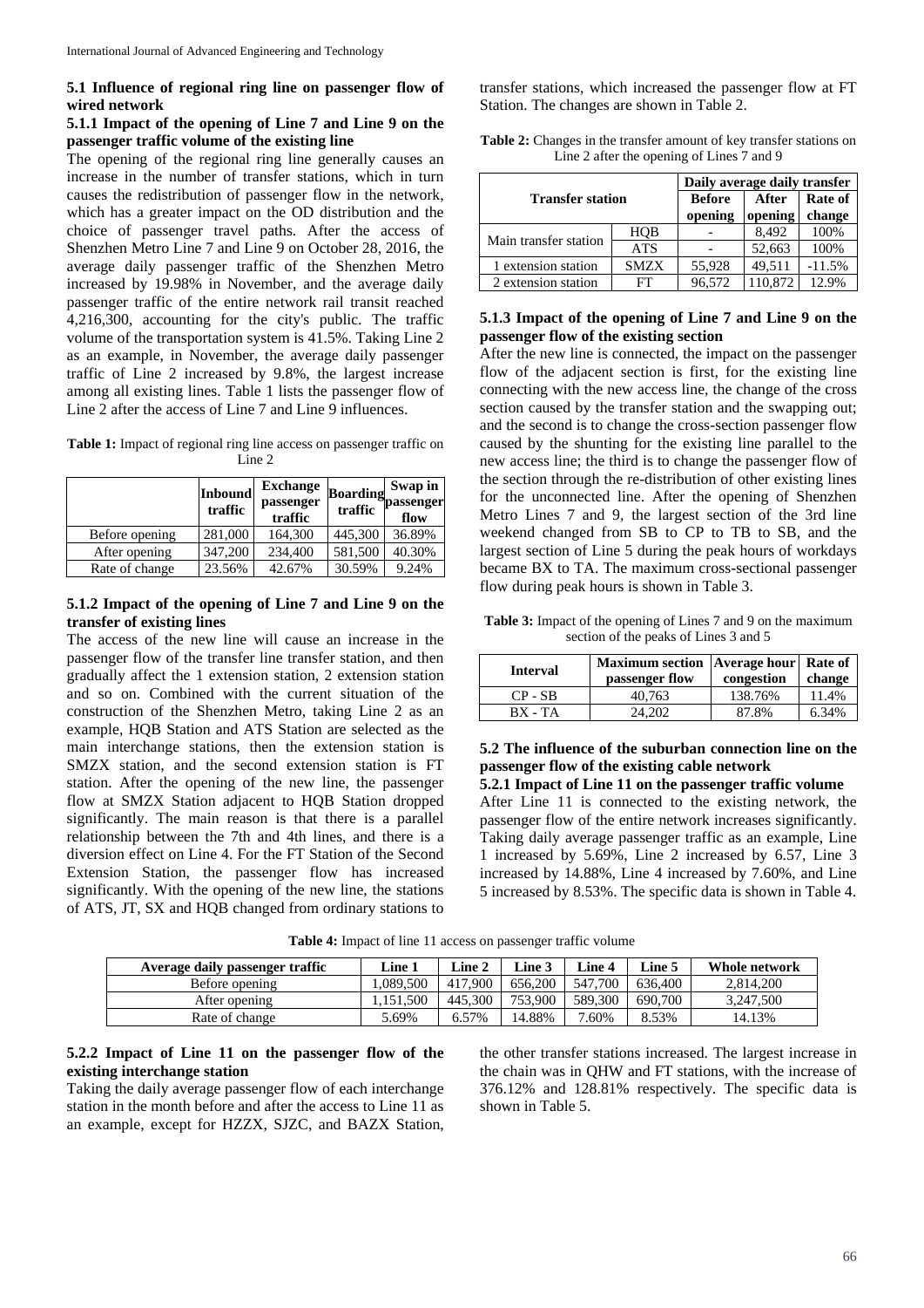### 5.1 Influence of regional ring line on passenger flow of wired network

#### 5.1.1 Impact of the opening of Line 7 and Line 9 on the passenger traffic volume of the existing line

The opening of the regional ring line generally causes an increase in the number of transfer stations, which in turn causes the redistribution of passenger flow in the network, which has a greater impact on the OD distribution and the choice of passenger travel paths. After the access of Shenzhen Metro Line 7 and Line 9 on October 28, 2016, the average daily passenger traffic of the Shenzhen Metro increased by 19.98% in November, and the average daily passenger traffic of the entire network rail transit reached 4,216,300, accounting for the city's public. The traffic volume of the transportation system is 41.5%. Taking Line 2 as an example, in November, the average daily passenger traffic of Line 2 increased by 9.8%, the largest increase among all existing lines. Table 1 lists the passenger flow of Line 2 after the access of Line 7 and Line 9 influences.

**Table 1:** Impact of regional ring line access on passenger traffic on Line 2

| | Inbound traffic | Exchange passenger traffic | Boarding traffic | Swap in passenger flow |
|---|---|---|---|---|
| Before opening | 281,000 | 164,300 | 445,300 | 36.89% |
| After opening | 347,200 | 234,400 | 581,500 | 40.30% |
| Rate of change | 23.56% | 42.67% | 30.59% | 9.24% |

#### 5.1.2 Impact of the opening of Line 7 and Line 9 on the transfer of existing lines

The access of the new line will cause an increase in the passenger flow of the transfer line transfer station, and then gradually affect the 1 extension station, 2 extension station and so on. Combined with the current situation of the construction of the Shenzhen Metro, taking Line 2 as an example, HQB Station and ATS Station are selected as the main interchange stations, then the extension station is SMZX station, and the second extension station is FT station. After the opening of the new line, the passenger flow at SMZX Station adjacent to HQB Station dropped significantly. The main reason is that there is a parallel relationship between the 7th and 4th lines, and there is a diversion effect on Line 4. For the FT Station of the Second Extension Station, the passenger flow has increased significantly. With the opening of the new line, the stations of ATS, JT, SX and HQB changed from ordinary stations to transfer stations, which increased the passenger flow at FT Station. The changes are shown in Table 2.

**Table 2:** Changes in the transfer amount of key transfer stations on Line 2 after the opening of Lines 7 and 9

| Transfer station | | Daily average daily transfer | | |
|---|---|---|---|---|
| | | Before opening | After opening | Rate of change |
| Main transfer station | HQB | - | 8,492 | 100% |
| | ATS | - | 52,663 | 100% |
| 1 extension station | SMZX | 55,928 | 49,511 | -11.5% |
| 2 extension station | FT | 96,572 | 110,872 | 12.9% |

#### 5.1.3 Impact of the opening of Line 7 and Line 9 on the passenger flow of the existing section

After the new line is connected, the impact on the passenger flow of the adjacent section is first, for the existing line connecting with the new access line, the change of the cross section caused by the transfer station and the swapping out; and the second is to change the cross-section passenger flow caused by the shunting for the existing line parallel to the new access line; the third is to change the passenger flow of the section through the re-distribution of other existing lines for the unconnected line. After the opening of Shenzhen Metro Lines 7 and 9, the largest section of the 3rd line weekend changed from SB to CP to TB to SB, and the largest section of Line 5 during the peak hours of workdays became BX to TA. The maximum cross-sectional passenger flow during peak hours is shown in Table 3.

**Table 3:** Impact of the opening of Lines 7 and 9 on the maximum section of the peaks of Lines 3 and 5

| Interval | Maximum section passenger flow | Average hour congestion | Rate of change |
|---|---|---|---|
| CP - SB | 40,763 | 138.76% | 11.4% |
| BX - TA | 24,202 | 87.8% | 6.34% |

### 5.2 The influence of the suburban connection line on the passenger flow of the existing cable network

#### 5.2.1 Impact of Line 11 on the passenger traffic volume

After Line 11 is connected to the existing network, the passenger flow of the entire network increases significantly. Taking daily average passenger traffic as an example, Line 1 increased by 5.69%, Line 2 increased by 6.57, Line 3 increased by 14.88%, Line 4 increased by 7.60%, and Line 5 increased by 8.53%. The specific data is shown in Table 4.

**Table 4:** Impact of line 11 access on passenger traffic volume

| Average daily passenger traffic | Line 1 | Line 2 | Line 3 | Line 4 | Line 5 | Whole network |
|---|---|---|---|---|---|---|
| Before opening | 1,089,500 | 417,900 | 656,200 | 547,700 | 636,400 | 2,814,200 |
| After opening | 1,151,500 | 445,300 | 753,900 | 589,300 | 690,700 | 3,247,500 |
| Rate of change | 5.69% | 6.57% | 14.88% | 7.60% | 8.53% | 14.13% |

#### 5.2.2 Impact of Line 11 on the passenger flow of the existing interchange station

Taking the daily average passenger flow of each interchange station in the month before and after the access to Line 11 as an example, except for HZZX, SJZC, and BAZX Station, the other transfer stations increased. The largest increase in the chain was in QHW and FT stations, with the increase of 376.12% and 128.81% respectively. The specific data is shown in Table 5.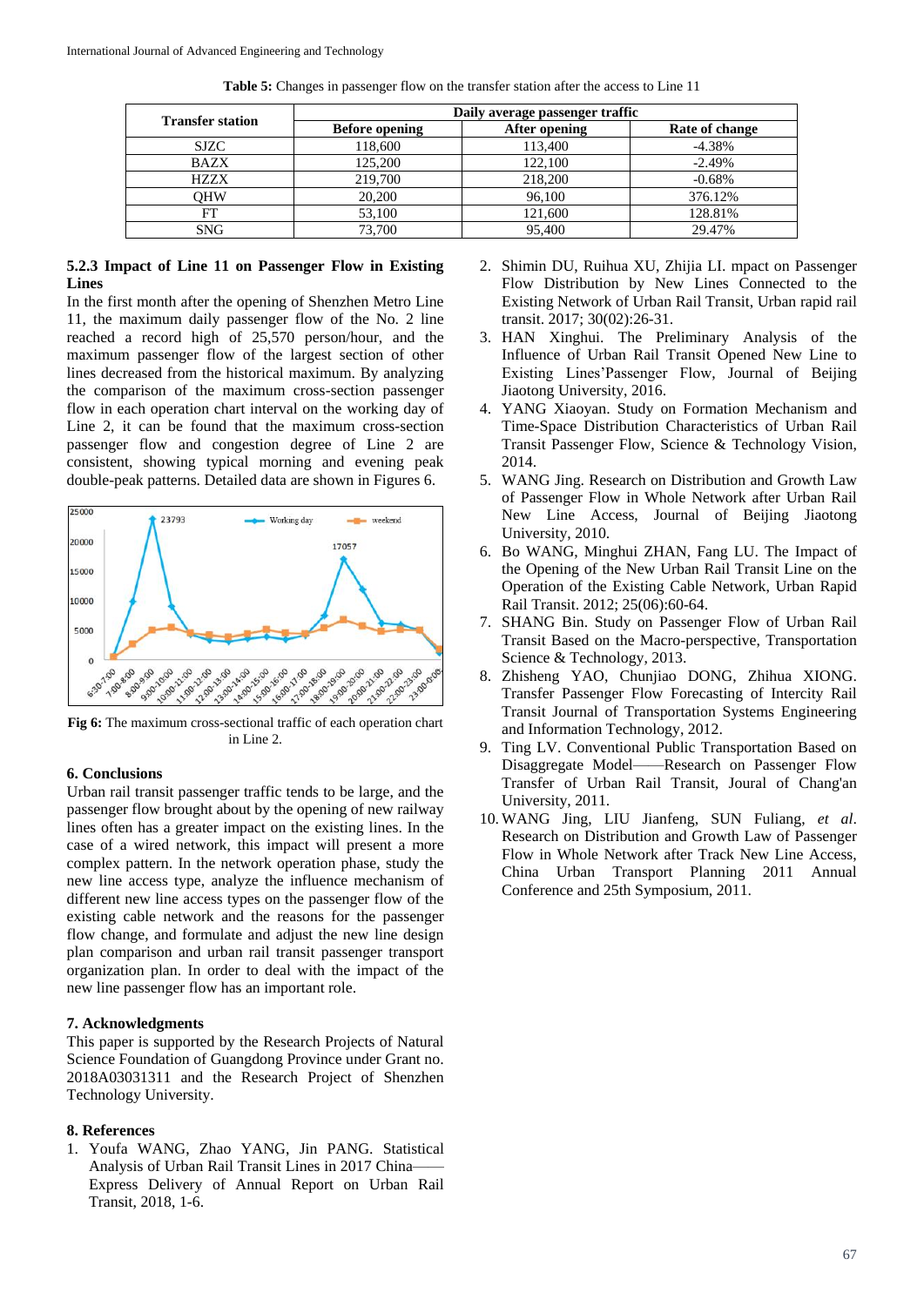**Table 5:** Changes in passenger flow on the transfer station after the access to Line 11

| Transfer station | Daily average passenger traffic | | |
|---|---|---|---|
| | Before opening | After opening | Rate of change |
| SJZC | 118,600 | 113,400 | -4.38% |
| BAZX | 125,200 | 122,100 | -2.49% |
| HZZX | 219,700 | 218,200 | -0.68% |
| QHW | 20,200 | 96,100 | 376.12% |
| FT | 53,100 | 121,600 | 128.81% |
| SNG | 73,700 | 95,400 | 29.47% |

### 5.2.3 Impact of Line 11 on Passenger Flow in Existing Lines

In the first month after the opening of Shenzhen Metro Line 11, the maximum daily passenger flow of the No. 2 line reached a record high of 25,570 person/hour, and the maximum passenger flow of the largest section of other lines decreased from the historical maximum. By analyzing the comparison of the maximum cross-section passenger flow in each operation chart interval on the working day of Line 2, it can be found that the maximum cross-section passenger flow and congestion degree of Line 2 are consistent, showing typical morning and evening peak double-peak patterns. Detailed data are shown in Figures 6.

25000
20000
15000
10000
5000
0
23793
17057
Working day
weekend
6:30-7:00 7:00-8:00 8:00-9:00 9:00-10:00 10:00-11:00 11:00-12:00 12:00-13:00 13:00-14:00 14:00-15:00 15:00-16:00 16:00-17:00 17:00-18:00 18:00-19:00 19:00-20:00 20:00-21:00 21:00-22:00 22:00-23:00 23:00-0:00

**Fig 6:** The maximum cross-sectional traffic of each operation chart in Line 2.

## 6. Conclusions

Urban rail transit passenger traffic tends to be large, and the passenger flow brought about by the opening of new railway lines often has a greater impact on the existing lines. In the case of a wired network, this impact will present a more complex pattern. In the network operation phase, study the new line access type, analyze the influence mechanism of different new line access types on the passenger flow of the existing cable network and the reasons for the passenger flow change, and formulate and adjust the new line design plan comparison and urban rail transit passenger transport organization plan. In order to deal with the impact of the new line passenger flow has an important role.

## 7. Acknowledgments

This paper is supported by the Research Projects of Natural Science Foundation of Guangdong Province under Grant no. 2018A03031311 and the Research Project of Shenzhen Technology University.

## 8. References

1. Youfa WANG, Zhao YANG, Jin PANG. Statistical Analysis of Urban Rail Transit Lines in 2017 China——Express Delivery of Annual Report on Urban Rail Transit, 2018, 1-6.
2. Shimin DU, Ruihua XU, Zhijia LI. mpact on Passenger Flow Distribution by New Lines Connected to the Existing Network of Urban Rail Transit, Urban rapid rail transit. 2017; 30(02):26-31.
3. HAN Xinghui. The Preliminary Analysis of the Influence of Urban Rail Transit Opened New Line to Existing Lines'Passenger Flow, Journal of Beijing Jiaotong University, 2016.
4. YANG Xiaoyan. Study on Formation Mechanism and Time-Space Distribution Characteristics of Urban Rail Transit Passenger Flow, Science & Technology Vision, 2014.
5. WANG Jing. Research on Distribution and Growth Law of Passenger Flow in Whole Network after Urban Rail New Line Access, Journal of Beijing Jiaotong University, 2010.
6. Bo WANG, Minghui ZHAN, Fang LU. The Impact of the Opening of the New Urban Rail Transit Line on the Operation of the Existing Cable Network, Urban Rapid Rail Transit. 2012; 25(06):60-64.
7. SHANG Bin. Study on Passenger Flow of Urban Rail Transit Based on the Macro-perspective, Transportation Science & Technology, 2013.
8. Zhisheng YAO, Chunjiao DONG, Zhihua XIONG. Transfer Passenger Flow Forecasting of Intercity Rail Transit Journal of Transportation Systems Engineering and Information Technology, 2012.
9. Ting LV. Conventional Public Transportation Based on Disaggregate Model——Research on Passenger Flow Transfer of Urban Rail Transit, Joural of Chang'an University, 2011.
10. WANG Jing, LIU Jianfeng, SUN Fuliang, *et al*. Research on Distribution and Growth Law of Passenger Flow in Whole Network after Track New Line Access, China Urban Transport Planning 2011 Annual Conference and 25th Symposium, 2011.